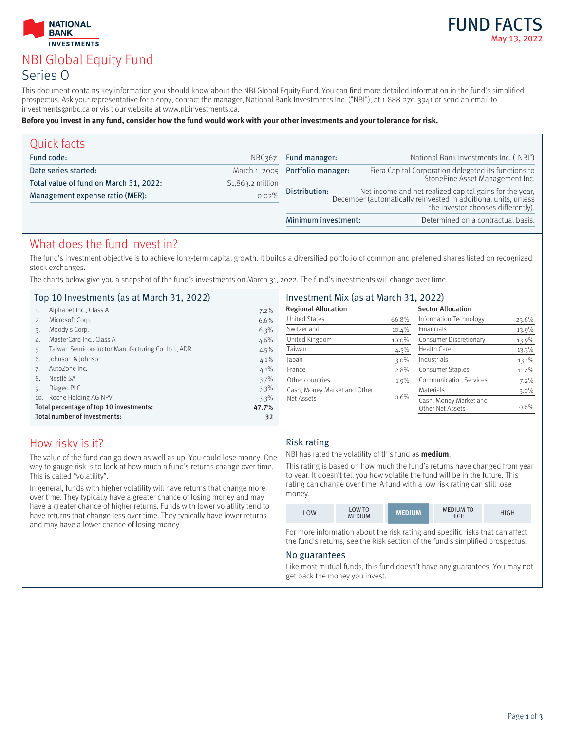FUND FACTS

May 13, 2022

# NBI Global Equity Fund

## Series O

This document contains key information you should know about the NBI Global Equity Fund. You can find more detailed information in the fund's simplified prospectus. Ask your representative for a copy, contact the manager, National Bank Investments Inc. ("NBI"), at 1-888-270-3941 or send an email to investments@nbc.ca or visit our website at www.nbinvestments.ca.

**Before you invest in any fund, consider how the fund would work with your other investments and your tolerance for risk.**

## Quick facts

| | |
|---|---|
| **Fund code:** | NBC367 |
| **Date series started:** | March 1, 2005 |
| **Total value of fund on March 31, 2022:** | $1,863.2 million |
| **Management expense ratio (MER):** | 0.02% |
| **Fund manager:** | National Bank Investments Inc. ("NBI") |
| **Portfolio manager:** | Fiera Capital Corporation delegated its functions to StonePine Asset Management Inc. |
| **Distribution:** | Net income and net realized capital gains for the year, December (automatically reinvested in additional units, unless the investor chooses differently). |
| **Minimum investment:** | Determined on a contractual basis. |

## What does the fund invest in?

The fund's investment objective is to achieve long-term capital growth. It builds a diversified portfolio of common and preferred shares listed on recognized stock exchanges.

The charts below give you a snapshot of the fund's investments on March 31, 2022. The fund's investments will change over time.

### Top 10 Investments (as at March 31, 2022)

| | | |
|---|---|---|
| 1. | Alphabet Inc., Class A | 7.2% |
| 2. | Microsoft Corp. | 6.6% |
| 3. | Moody's Corp. | 6.3% |
| 4. | MasterCard Inc., Class A | 4.6% |
| 5. | Taiwan Semiconductor Manufacturing Co. Ltd., ADR | 4.5% |
| 6. | Johnson & Johnson | 4.1% |
| 7. | AutoZone Inc. | 4.1% |
| 8. | Nestlé SA | 3.7% |
| 9. | Diageo PLC | 3.3% |
| 10. | Roche Holding AG NPV | 3.3% |
| **Total percentage of top 10 investments:** | | **47.7%** |
| **Total number of investments:** | | **32** |

### Investment Mix (as at March 31, 2022)

**Regional Allocation**

| | |
|---|---|
| United States | 66.8% |
| Switzerland | 10.4% |
| United Kingdom | 10.0% |
| Taiwan | 4.5% |
| Japan | 3.0% |
| France | 2.8% |
| Other countries | 1.9% |
| Cash, Money Market and Other Net Assets | 0.6% |

**Sector Allocation**

| | |
|---|---|
| Information Technology | 23.6% |
| Financials | 13.9% |
| Consumer Discretionary | 13.9% |
| Health Care | 13.3% |
| Industrials | 13.1% |
| Consumer Staples | 11.4% |
| Communication Services | 7.2% |
| Materials | 3.0% |
| Cash, Money Market and Other Net Assets | 0.6% |

## How risky is it?

The value of the fund can go down as well as up. You could lose money. One way to gauge risk is to look at how much a fund's returns change over time. This is called "volatility".

In general, funds with higher volatility will have returns that change more over time. They typically have a greater chance of losing money and may have a greater chance of higher returns. Funds with lower volatility tend to have returns that change less over time. They typically have lower returns and may have a lower chance of losing money.

### Risk rating

NBI has rated the volatility of this fund as **medium**.

This rating is based on how much the fund's returns have changed from year to year. It doesn't tell you how volatile the fund will be in the future. This rating can change over time. A fund with a low risk rating can still lose money.

| LOW | LOW TO MEDIUM | **MEDIUM** | MEDIUM TO HIGH | HIGH |
|---|---|---|---|---|

For more information about the risk rating and specific risks that can affect the fund's returns, see the Risk section of the fund's simplified prospectus.

### No guarantees

Like most mutual funds, this fund doesn't have any guarantees. You may not get back the money you invest.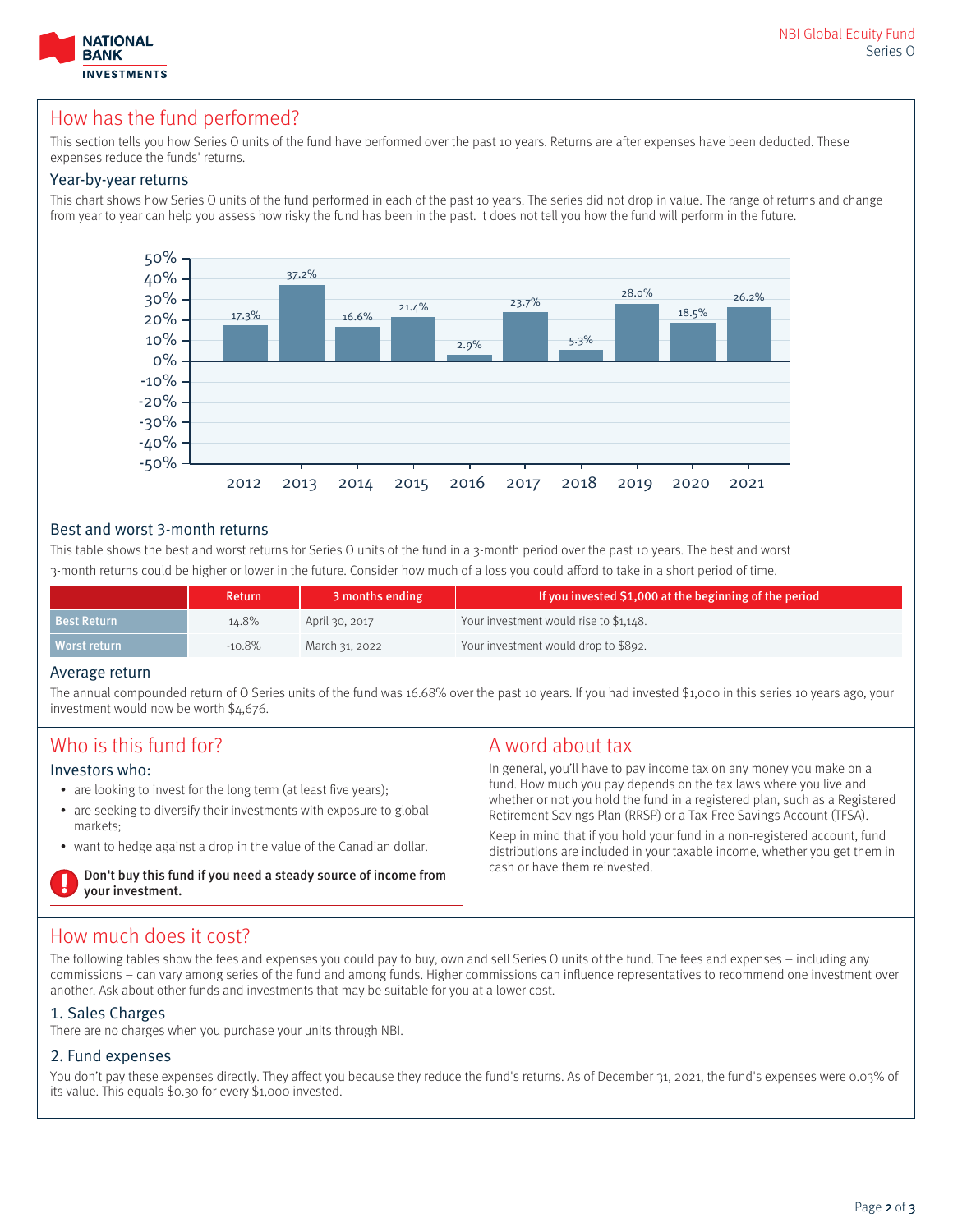## How has the fund performed?

This section tells you how Series O units of the fund have performed over the past 10 years. Returns are after expenses have been deducted. These expenses reduce the funds' returns.

### Year-by-year returns

This chart shows how Series O units of the fund performed in each of the past 10 years. The series did not drop in value. The range of returns and change from year to year can help you assess how risky the fund has been in the past. It does not tell you how the fund will perform in the future.

| Year | Return |
|---|---|
| 2012 | 17.3% |
| 2013 | 37.2% |
| 2014 | 16.6% |
| 2015 | 21.4% |
| 2016 | 2.9% |
| 2017 | 23.7% |
| 2018 | 5.3% |
| 2019 | 28.0% |
| 2020 | 18.5% |
| 2021 | 26.2% |

### Best and worst 3-month returns

This table shows the best and worst returns for Series O units of the fund in a 3-month period over the past 10 years. The best and worst 3-month returns could be higher or lower in the future. Consider how much of a loss you could afford to take in a short period of time.

| | Return | 3 months ending | If you invested $1,000 at the beginning of the period |
|---|---|---|---|
| Best Return | 14.8% | April 30, 2017 | Your investment would rise to $1,148. |
| Worst return | -10.8% | March 31, 2022 | Your investment would drop to $892. |

### Average return

The annual compounded return of O Series units of the fund was 16.68% over the past 10 years. If you had invested $1,000 in this series 10 years ago, your investment would now be worth $4,676.

## Who is this fund for?

### Investors who:

- are looking to invest for the long term (at least five years);
- are seeking to diversify their investments with exposure to global markets;
- want to hedge against a drop in the value of the Canadian dollar.

**Don't buy this fund if you need a steady source of income from your investment.**

## A word about tax

In general, you'll have to pay income tax on any money you make on a fund. How much you pay depends on the tax laws where you live and whether or not you hold the fund in a registered plan, such as a Registered Retirement Savings Plan (RRSP) or a Tax-Free Savings Account (TFSA).

Keep in mind that if you hold your fund in a non-registered account, fund distributions are included in your taxable income, whether you get them in cash or have them reinvested.

## How much does it cost?

The following tables show the fees and expenses you could pay to buy, own and sell Series O units of the fund. The fees and expenses – including any commissions – can vary among series of the fund and among funds. Higher commissions can influence representatives to recommend one investment over another. Ask about other funds and investments that may be suitable for you at a lower cost.

### 1. Sales Charges

There are no charges when you purchase your units through NBI.

### 2. Fund expenses

You don't pay these expenses directly. They affect you because they reduce the fund's returns. As of December 31, 2021, the fund's expenses were 0.03% of its value. This equals $0.30 for every $1,000 invested.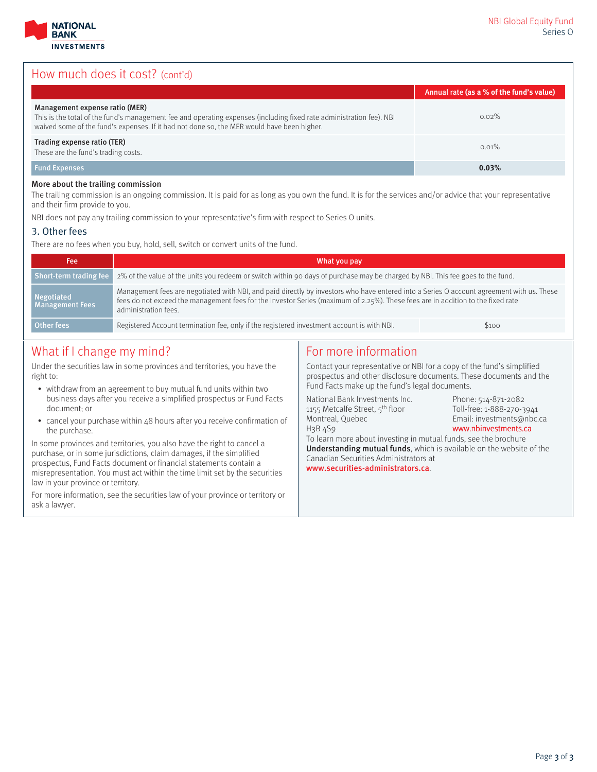## How much does it cost? (cont'd)

| | Annual rate (as a % of the fund's value) |
|---|---|
| **Management expense ratio (MER)**<br>This is the total of the fund's management fee and operating expenses (including fixed rate administration fee). NBI waived some of the fund's expenses. If it had not done so, the MER would have been higher. | 0.02% |
| **Trading expense ratio (TER)**<br>These are the fund's trading costs. | 0.01% |
| **Fund Expenses** | **0.03%** |

**More about the trailing commission**

The trailing commission is an ongoing commission. It is paid for as long as you own the fund. It is for the services and/or advice that your representative and their firm provide to you.

NBI does not pay any trailing commission to your representative's firm with respect to Series O units.

### 3. Other fees

There are no fees when you buy, hold, sell, switch or convert units of the fund.

| Fee | What you pay | |
|---|---|---|
| Short-term trading fee | 2% of the value of the units you redeem or switch within 90 days of purchase may be charged by NBI. This fee goes to the fund. | |
| Negotiated Management Fees | Management fees are negotiated with NBI, and paid directly by investors who have entered into a Series O account agreement with us. These fees do not exceed the management fees for the Investor Series (maximum of 2.25%). These fees are in addition to the fixed rate administration fees. | |
| Other fees | Registered Account termination fee, only if the registered investment account is with NBI. | $100 |

## What if I change my mind?

Under the securities law in some provinces and territories, you have the right to:

- withdraw from an agreement to buy mutual fund units within two business days after you receive a simplified prospectus or Fund Facts document; or
- cancel your purchase within 48 hours after you receive confirmation of the purchase.

In some provinces and territories, you also have the right to cancel a purchase, or in some jurisdictions, claim damages, if the simplified prospectus, Fund Facts document or financial statements contain a misrepresentation. You must act within the time limit set by the securities law in your province or territory.

For more information, see the securities law of your province or territory or ask a lawyer.

## For more information

Contact your representative or NBI for a copy of the fund's simplified prospectus and other disclosure documents. These documents and the Fund Facts make up the fund's legal documents.

National Bank Investments Inc.
1155 Metcalfe Street, 5th floor
Montreal, Quebec
H3B 4S9

Phone: 514-871-2082
Toll-free: 1-888-270-3941
Email: investments@nbc.ca
www.nbinvestments.ca

To learn more about investing in mutual funds, see the brochure **Understanding mutual funds**, which is available on the website of the Canadian Securities Administrators at www.securities-administrators.ca.